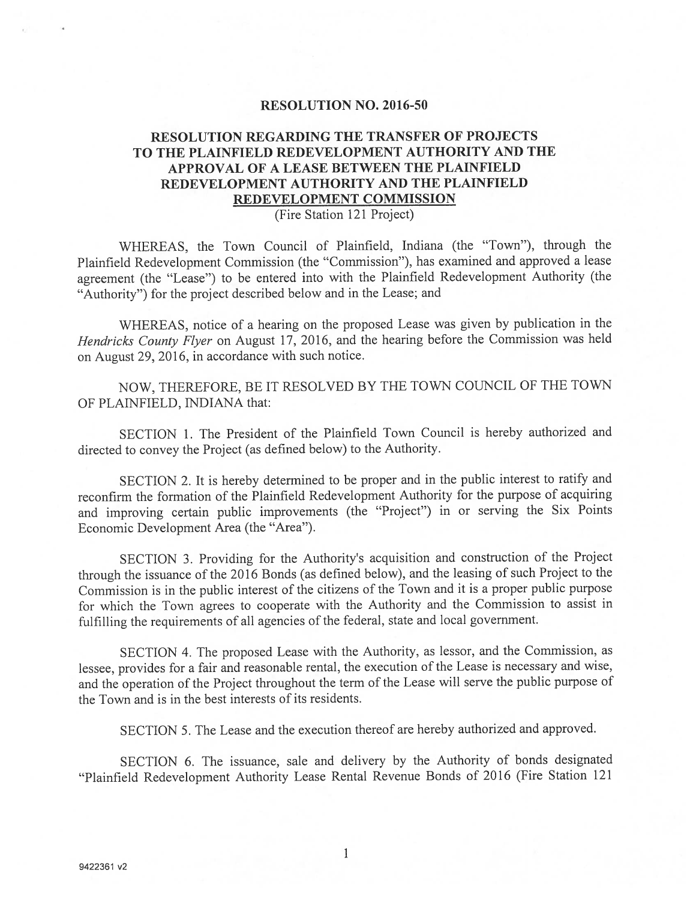# RESOLUTION NO. 2016-50

## RESOLUTION REGARDING THE TRANSFER OF PROJECTS TO THE PLAINFIELD REDEVELOPMENT AUTHORITY AND THE APPROVAL OF A LEASE BETWEEN THE PLAINFIELD REDEVELOPMENT AUTHORITY AND THE PLAINFIELD REDEVELOPMENT COMMISSION

(Fire Station 121 Project)

WHEREAS, the Town Council of Plainfield, Indiana (the "Town"), through the Plainfield Redevelopment Commission (the "Commission"), has examined and approved a lease agreement (the "Lease") to be entered into with the Plainfield Redevelopment Authority (the "Authority") for the project described below and in the Lease; and

WHEREAS, notice of a hearing on the proposed Lease was given by publication in the *Hendricks County Flyer* on August 17, 2016, and the hearing before the Commission was held on August 29, 2016, in accordance with such notice.

NOW, THEREFORE, BE IT RESOLVED BY THE TOWN COUNCIL OF THE TOWN OF PLAINFIELD, INDIANA that:

SECTION 1. The President of the Plainfield Town Council is hereby authorized and directed to convey the Project (as defined below) to the Authority.

SECTION 2. It is hereby determined to be proper and in the public interest to ratify and reconfirm the formation of the Plainfield Redevelopment Authority for the purpose of acquiring and improving certain public improvements (the "Project") in or serving the Six Points Economic Development Area (the "Area").

SECTION 3. Providing for the Authority's acquisition and construction of the Project through the issuance of the 2016 Bonds (as defined below), and the leasing of such Project to the Commission is in the public interest of the citizens of the Town and it is a proper public purpose for which the Town agrees to cooperate with the Authority and the Commission to assist in fulfilling the requirements of all agencies of the federal, state and local government.

SECTION 4. The proposed Lease with the Authority, as lessor, and the Commission, as lessee, provides for a fair and reasonable rental, the execution of the Lease is necessary and wise, and the operation of the Project throughout the term of the Lease will serve the public purpose of the Town and is in the best interests of its residents.

SECTION 5. The Lease and the execution thereof are hereby authorized and approved.

SECTION 6. The issuance, sale and delivery by the Authority of bonds designated "Plainfield Redevelopment Authority Lease Rental Revenue Bonds of 2016 (Fire Station 121

9422361 v2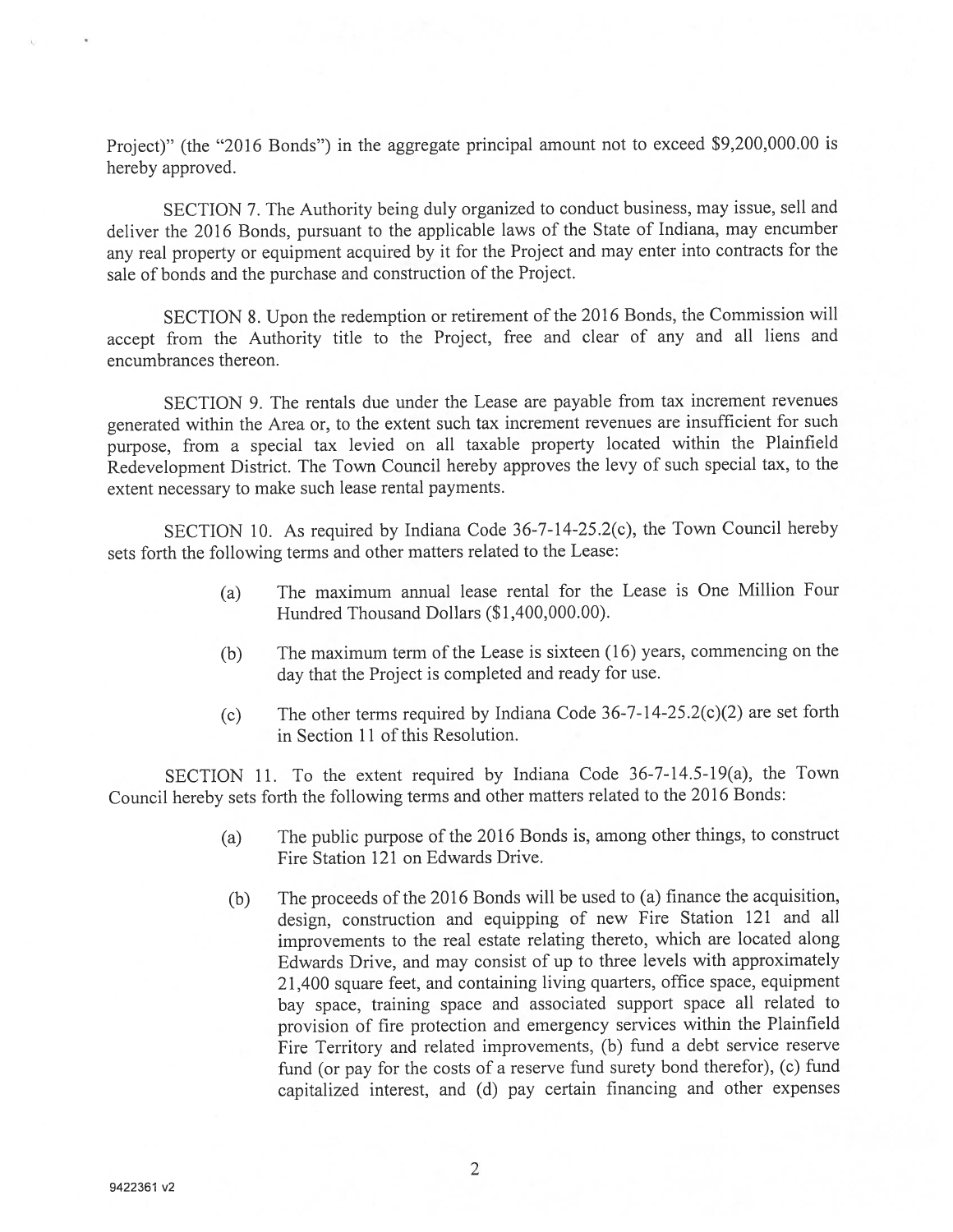Project)" (the "2016 Bonds") in the aggregate principal amount not to exceed $9,200,000.00 is hereby approved.

SECTION 7. The Authority being duly organized to conduct business, may issue, sell and deliver the 2016 Bonds, pursuant to the applicable laws of the State of Indiana, may encumber any real property or equipment acquired by it for the Project and may enter into contracts for the sale of bonds and the purchase and construction of the Project.

SECTION 8. Upon the redemption or retirement of the 2016 Bonds, the Commission will accept from the Authority title to the Project, free and clear of any and all liens and encumbrances thereon.

SECTION 9. The rentals due under the Lease are payable from tax increment revenues generated within the Area or, to the extent such tax increment revenues are insufficient for such purpose, from a special tax levied on all taxable property located within the Plainfield Redevelopment District. The Town Council hereby approves the levy of such special tax, to the extent necessary to make such lease rental payments.

SECTION 10. As required by Indiana Code 36-7-14-25.2(c), the Town Council hereby sets forth the following terms and other matters related to the Lease:

(a) The maximum annual lease rental for the Lease is One Million Four Hundred Thousand Dollars ($1,400,000.00).

(b) The maximum term of the Lease is sixteen (16) years, commencing on the day that the Project is completed and ready for use.

(c) The other terms required by Indiana Code 36-7-14-25.2(c)(2) are set forth in Section 11 of this Resolution.

SECTION 11. To the extent required by Indiana Code 36-7-14.5-19(a), the Town Council hereby sets forth the following terms and other matters related to the 2016 Bonds:

(a) The public purpose of the 2016 Bonds is, among other things, to construct Fire Station 121 on Edwards Drive.

(b) The proceeds of the 2016 Bonds will be used to (a) finance the acquisition, design, construction and equipping of new Fire Station 121 and all improvements to the real estate relating thereto, which are located along Edwards Drive, and may consist of up to three levels with approximately 21,400 square feet, and containing living quarters, office space, equipment bay space, training space and associated support space all related to provision of fire protection and emergency services within the Plainfield Fire Territory and related improvements, (b) fund a debt service reserve fund (or pay for the costs of a reserve fund surety bond therefor), (c) fund capitalized interest, and (d) pay certain financing and other expenses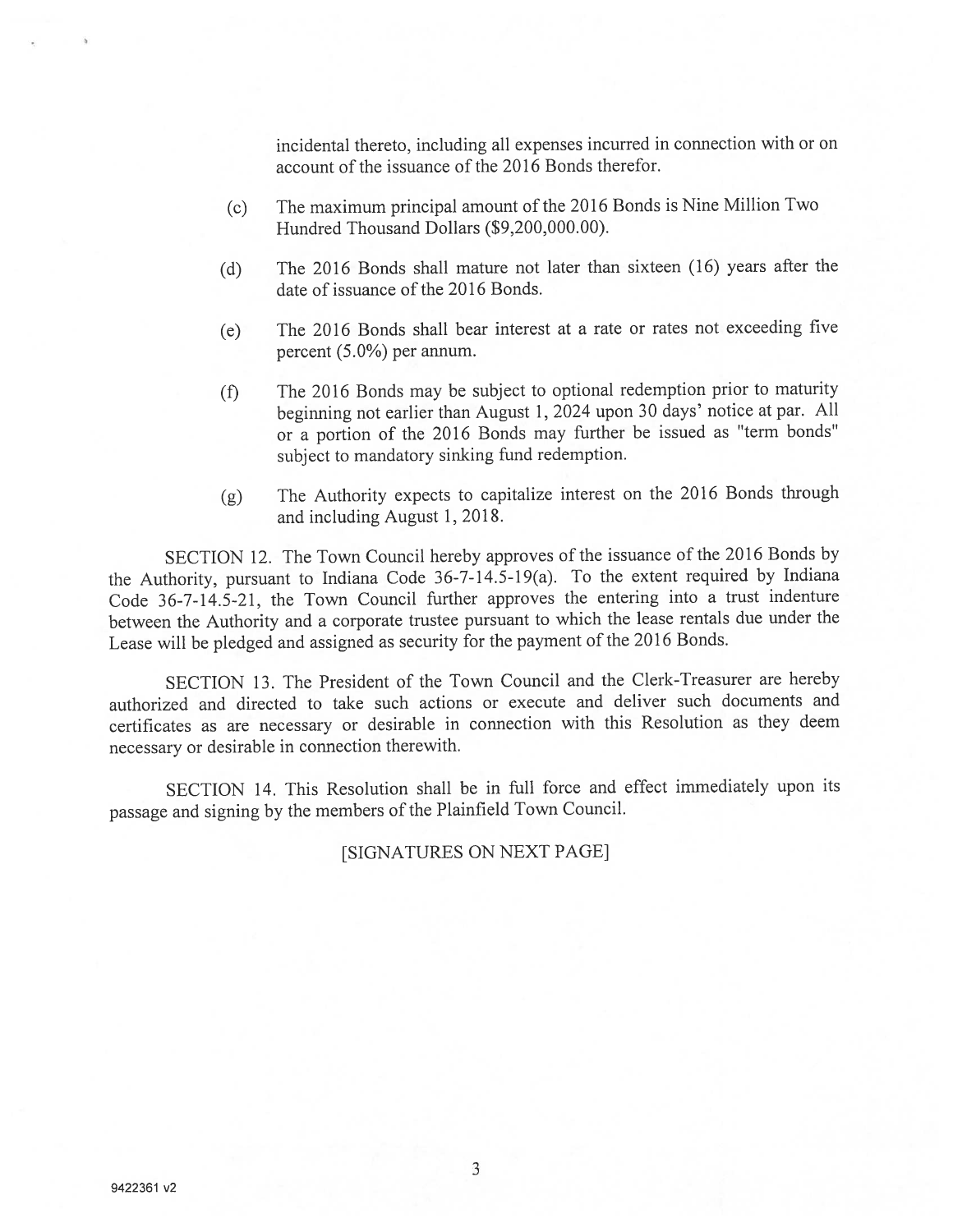incidental thereto, including all expenses incurred in connection with or on account of the issuance of the 2016 Bonds therefor.

(c) The maximum principal amount of the 2016 Bonds is Nine Million Two Hundred Thousand Dollars ($9,200,000.00).

(d) The 2016 Bonds shall mature not later than sixteen (16) years after the date of issuance of the 2016 Bonds.

(e) The 2016 Bonds shall bear interest at a rate or rates not exceeding five percent (5.0%) per annum.

(f) The 2016 Bonds may be subject to optional redemption prior to maturity beginning not earlier than August 1, 2024 upon 30 days' notice at par. All or a portion of the 2016 Bonds may further be issued as "term bonds" subject to mandatory sinking fund redemption.

(g) The Authority expects to capitalize interest on the 2016 Bonds through and including August 1, 2018.

SECTION 12. The Town Council hereby approves of the issuance of the 2016 Bonds by the Authority, pursuant to Indiana Code 36-7-14.5-19(a). To the extent required by Indiana Code 36-7-14.5-21, the Town Council further approves the entering into a trust indenture between the Authority and a corporate trustee pursuant to which the lease rentals due under the Lease will be pledged and assigned as security for the payment of the 2016 Bonds.

SECTION 13. The President of the Town Council and the Clerk-Treasurer are hereby authorized and directed to take such actions or execute and deliver such documents and certificates as are necessary or desirable in connection with this Resolution as they deem necessary or desirable in connection therewith.

SECTION 14. This Resolution shall be in full force and effect immediately upon its passage and signing by the members of the Plainfield Town Council.

[SIGNATURES ON NEXT PAGE]

9422361 v2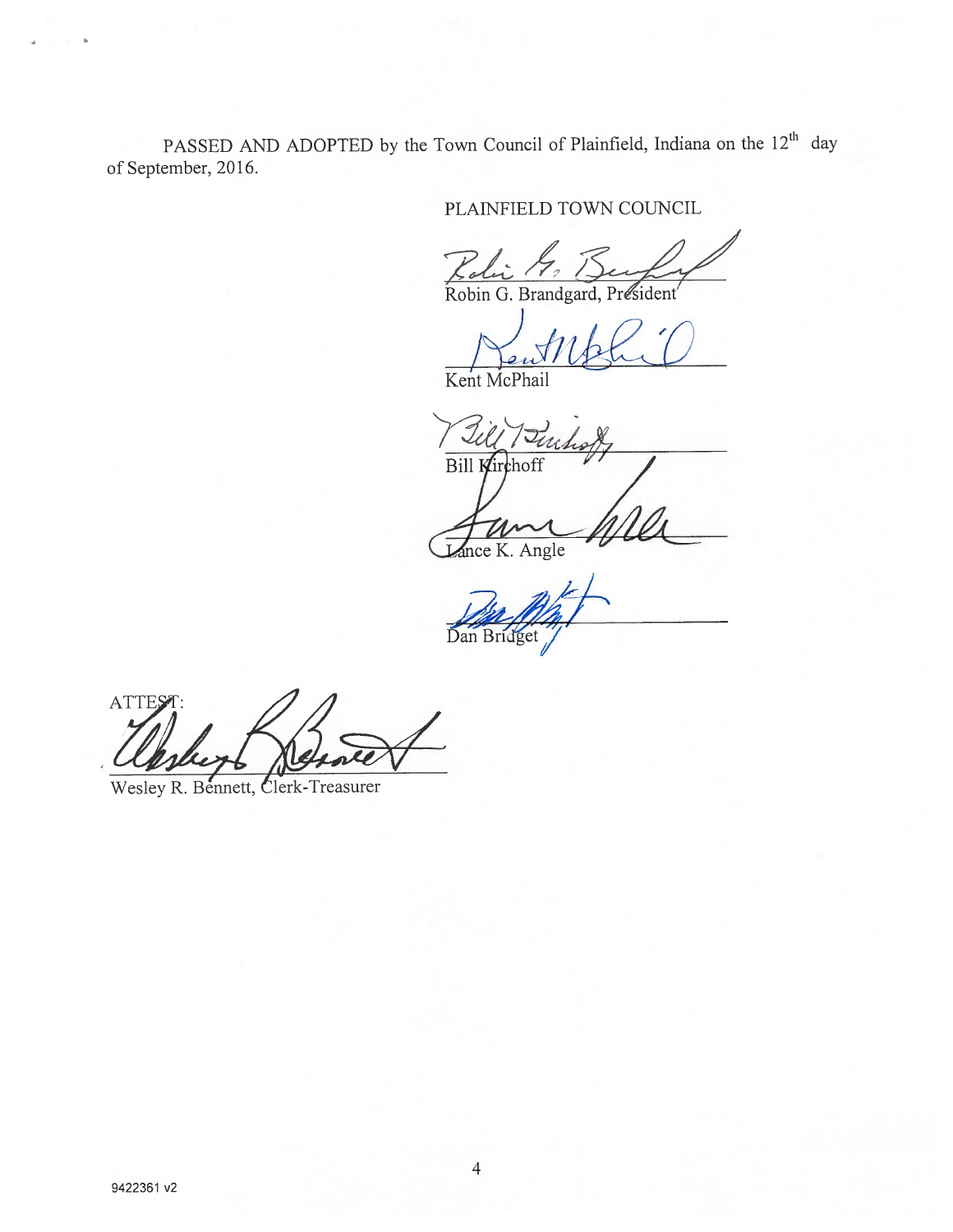PASSED AND ADOPTED by the Town Council of Plainfield, Indiana on the 12th day of September, 2016.

PLAINFIELD TOWN COUNCIL

______________________________
Robin G. Brandgard, President

______________________________
Kent McPhail

______________________________
Bill Kirchoff

______________________________
Lance K. Angle

______________________________
Dan Bridget

ATTEST:

______________________________
Wesley R. Bennett, Clerk-Treasurer

9422361 v2